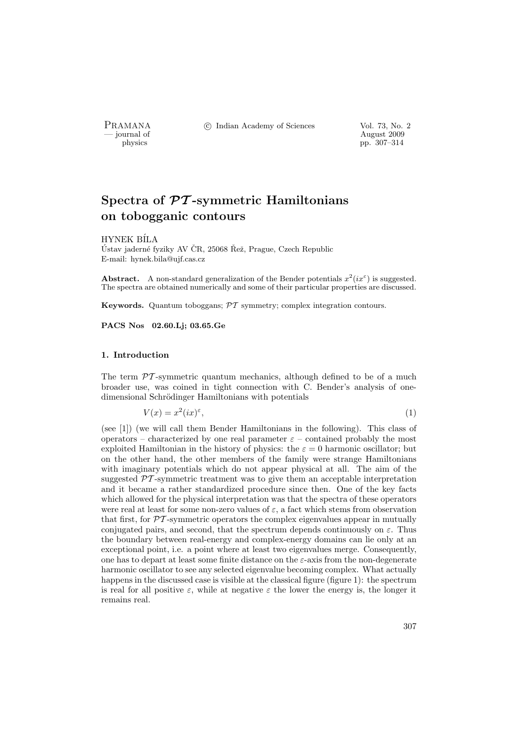# Spectra of $\mathcal{PT}$-symmetric Hamiltonians on tobogganic contours

HYNEK BÍLA

Ústav jaderné fyziky AV ČR, 25068 Řež, Prague, Czech Republic
E-mail: hynek.bila@ujf.cas.cz

**Abstract.** A non-standard generalization of the Bender potentials $x^2(ix^\varepsilon)$ is suggested. The spectra are obtained numerically and some of their particular properties are discussed.

**Keywords.** Quantum toboggans; $\mathcal{PT}$ symmetry; complex integration contours.

**PACS Nos 02.60.Lj; 03.65.Ge**

## 1. Introduction

The term $\mathcal{PT}$-symmetric quantum mechanics, although defined to be of a much broader use, was coined in tight connection with C. Bender's analysis of one-dimensional Schrödinger Hamiltonians with potentials

$$V(x) = x^2(ix)^\varepsilon, \tag{1}$$

(see [1]) (we will call them Bender Hamiltonians in the following). This class of operators – characterized by one real parameter $\varepsilon$ – contained probably the most exploited Hamiltonian in the history of physics: the $\varepsilon = 0$ harmonic oscillator; but on the other hand, the other members of the family were strange Hamiltonians with imaginary potentials which do not appear physical at all. The aim of the suggested $\mathcal{PT}$-symmetric treatment was to give them an acceptable interpretation and it became a rather standardized procedure since then. One of the key facts which allowed for the physical interpretation was that the spectra of these operators were real at least for some non-zero values of $\varepsilon$, a fact which stems from observation that first, for $\mathcal{PT}$-symmetric operators the complex eigenvalues appear in mutually conjugated pairs, and second, that the spectrum depends continuously on $\varepsilon$. Thus the boundary between real-energy and complex-energy domains can lie only at an exceptional point, i.e. a point where at least two eigenvalues merge. Consequently, one has to depart at least some finite distance on the $\varepsilon$-axis from the non-degenerate harmonic oscillator to see any selected eigenvalue becoming complex. What actually happens in the discussed case is visible at the classical figure (figure 1): the spectrum is real for all positive $\varepsilon$, while at negative $\varepsilon$ the lower the energy is, the longer it remains real.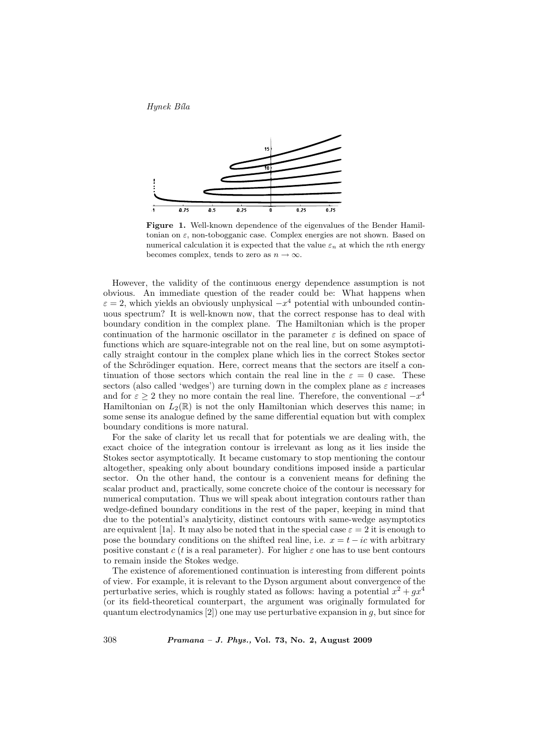**Figure 1.** Well-known dependence of the eigenvalues of the Bender Hamiltonian on $\varepsilon$, non-tobogganic case. Complex energies are not shown. Based on numerical calculation it is expected that the value $\varepsilon_n$ at which the $n$th energy becomes complex, tends to zero as $n \to \infty$.

However, the validity of the continuous energy dependence assumption is not obvious. An immediate question of the reader could be: What happens when $\varepsilon = 2$, which yields an obviously unphysical $-x^4$ potential with unbounded continuous spectrum? It is well-known now, that the correct response has to deal with boundary condition in the complex plane. The Hamiltonian which is the proper continuation of the harmonic oscillator in the parameter $\varepsilon$ is defined on space of functions which are square-integrable not on the real line, but on some asymptotically straight contour in the complex plane which lies in the correct Stokes sector of the Schrödinger equation. Here, correct means that the sectors are itself a continuation of those sectors which contain the real line in the $\varepsilon = 0$ case. These sectors (also called 'wedges') are turning down in the complex plane as $\varepsilon$ increases and for $\varepsilon \geq 2$ they no more contain the real line. Therefore, the conventional $-x^4$ Hamiltonian on $L_2(\mathbb{R})$ is not the only Hamiltonian which deserves this name; in some sense its analogue defined by the same differential equation but with complex boundary conditions is more natural.

For the sake of clarity let us recall that for potentials we are dealing with, the exact choice of the integration contour is irrelevant as long as it lies inside the Stokes sector asymptotically. It became customary to stop mentioning the contour altogether, speaking only about boundary conditions imposed inside a particular sector. On the other hand, the contour is a convenient means for defining the scalar product and, practically, some concrete choice of the contour is necessary for numerical computation. Thus we will speak about integration contours rather than wedge-defined boundary conditions in the rest of the paper, keeping in mind that due to the potential's analyticity, distinct contours with same-wedge asymptotics are equivalent [1a]. It may also be noted that in the special case $\varepsilon = 2$ it is enough to pose the boundary conditions on the shifted real line, i.e. $x = t - ic$ with arbitrary positive constant $c$ ($t$ is a real parameter). For higher $\varepsilon$ one has to use bent contours to remain inside the Stokes wedge.

The existence of aforementioned continuation is interesting from different points of view. For example, it is relevant to the Dyson argument about convergence of the perturbative series, which is roughly stated as follows: having a potential $x^2 + gx^4$ (or its field-theoretical counterpart, the argument was originally formulated for quantum electrodynamics [2]) one may use perturbative expansion in $g$, but since for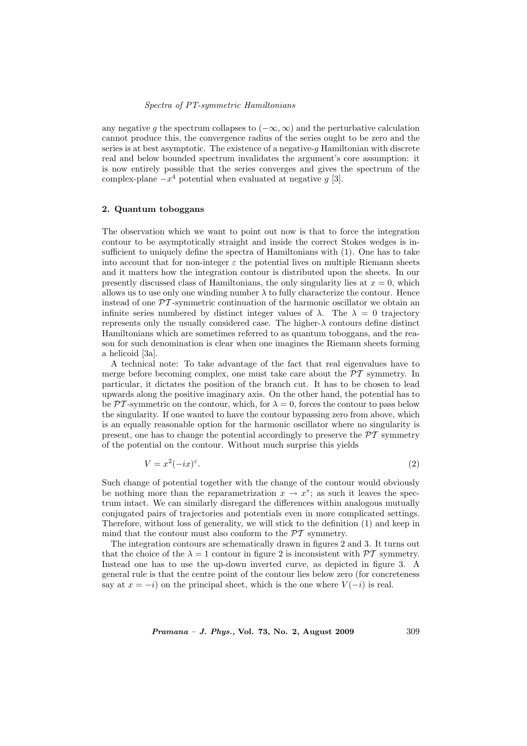any negative $g$ the spectrum collapses to $(-\infty, \infty)$ and the perturbative calculation cannot produce this, the convergence radius of the series ought to be zero and the series is at best asymptotic. The existence of a negative-$g$ Hamiltonian with discrete real and below bounded spectrum invalidates the argument's core assumption: it is now entirely possible that the series converges and gives the spectrum of the complex-plane $-x^4$ potential when evaluated at negative $g$ [3].

## 2. Quantum toboggans

The observation which we want to point out now is that to force the integration contour to be asymptotically straight and inside the correct Stokes wedges is insufficient to uniquely define the spectra of Hamiltonians with (1). One has to take into account that for non-integer $\varepsilon$ the potential lives on multiple Riemann sheets and it matters how the integration contour is distributed upon the sheets. In our presently discussed class of Hamiltonians, the only singularity lies at $x = 0$, which allows us to use only one winding number $\lambda$ to fully characterize the contour. Hence instead of one $\mathcal{PT}$-symmetric continuation of the harmonic oscillator we obtain an infinite series numbered by distinct integer values of $\lambda$. The $\lambda = 0$ trajectory represents only the usually considered case. The higher-$\lambda$ contours define distinct Hamiltonians which are sometimes referred to as quantum toboggans, and the reason for such denomination is clear when one imagines the Riemann sheets forming a helicoid [3a].

A technical note: To take advantage of the fact that real eigenvalues have to merge before becoming complex, one must take care about the $\mathcal{PT}$ symmetry. In particular, it dictates the position of the branch cut. It has to be chosen to lead upwards along the positive imaginary axis. On the other hand, the potential has to be $\mathcal{PT}$-symmetric on the contour, which, for $\lambda = 0$, forces the contour to pass below the singularity. If one wanted to have the contour bypassing zero from above, which is an equally reasonable option for the harmonic oscillator where no singularity is present, one has to change the potential accordingly to preserve the $\mathcal{PT}$ symmetry of the potential on the contour. Without much surprise this yields

$$V = x^2(-ix)^{\varepsilon}. \tag{2}$$

Such change of potential together with the change of the contour would obviously be nothing more than the reparametrization $x \to x^*$; as such it leaves the spectrum intact. We can similarly disregard the differences within analogous mutually conjugated pairs of trajectories and potentials even in more complicated settings. Therefore, without loss of generality, we will stick to the definition (1) and keep in mind that the contour must also conform to the $\mathcal{PT}$ symmetry.

The integration contours are schematically drawn in figures 2 and 3. It turns out that the choice of the $\lambda = 1$ contour in figure 2 is inconsistent with $\mathcal{PT}$ symmetry. Instead one has to use the up-down inverted curve, as depicted in figure 3. A general rule is that the centre point of the contour lies below zero (for concreteness say at $x = -i$) on the principal sheet, which is the one where $V(-i)$ is real.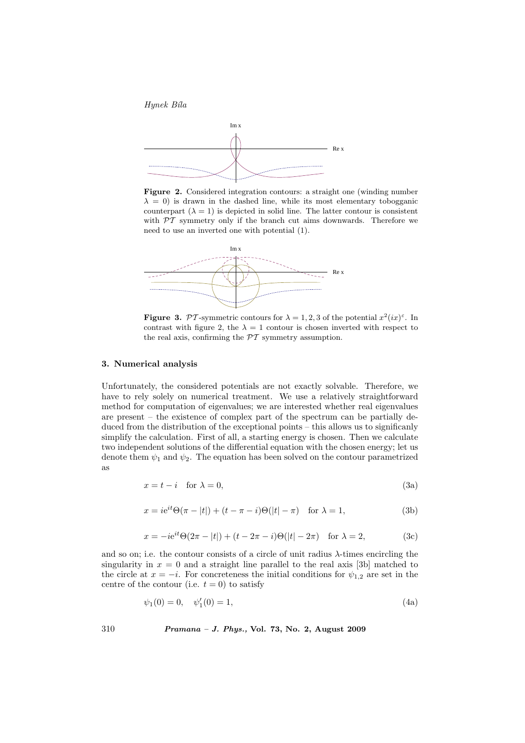**Figure 2.** Considered integration contours: a straight one (winding number $\lambda = 0$) is drawn in the dashed line, while its most elementary tobogganic counterpart ($\lambda = 1$) is depicted in solid line. The latter contour is consistent with $\mathcal{PT}$ symmetry only if the branch cut aims downwards. Therefore we need to use an inverted one with potential (1).

**Figure 3.** $\mathcal{PT}$-symmetric contours for $\lambda = 1, 2, 3$ of the potential $x^2(ix)^\varepsilon$. In contrast with figure 2, the $\lambda = 1$ contour is chosen inverted with respect to the real axis, confirming the $\mathcal{PT}$ symmetry assumption.

### 3. Numerical analysis

Unfortunately, the considered potentials are not exactly solvable. Therefore, we have to rely solely on numerical treatment. We use a relatively straightforward method for computation of eigenvalues; we are interested whether real eigenvalues are present – the existence of complex part of the spectrum can be partially deduced from the distribution of the exceptional points – this allows us to significanly simplify the calculation. First of all, a starting energy is chosen. Then we calculate two independent solutions of the differential equation with the chosen energy; let us denote them $\psi_1$ and $\psi_2$. The equation has been solved on the contour parametrized as

$$x = t - i \quad \text{for } \lambda = 0, \tag{3a}$$

$$x = i\mathrm{e}^{it}\Theta(\pi - |t|) + (t - \pi - i)\Theta(|t| - \pi) \quad \text{for } \lambda = 1, \tag{3b}$$

$$x = -i\mathrm{e}^{it}\Theta(2\pi - |t|) + (t - 2\pi - i)\Theta(|t| - 2\pi) \quad \text{for } \lambda = 2, \tag{3c}$$

and so on; i.e. the contour consists of a circle of unit radius $\lambda$-times encircling the singularity in $x = 0$ and a straight line parallel to the real axis [3b] matched to the circle at $x = -i$. For concreteness the initial conditions for $\psi_{1,2}$ are set in the centre of the contour (i.e. $t = 0$) to satisfy

$$\psi_1(0) = 0, \quad \psi_1'(0) = 1, \tag{4a}$$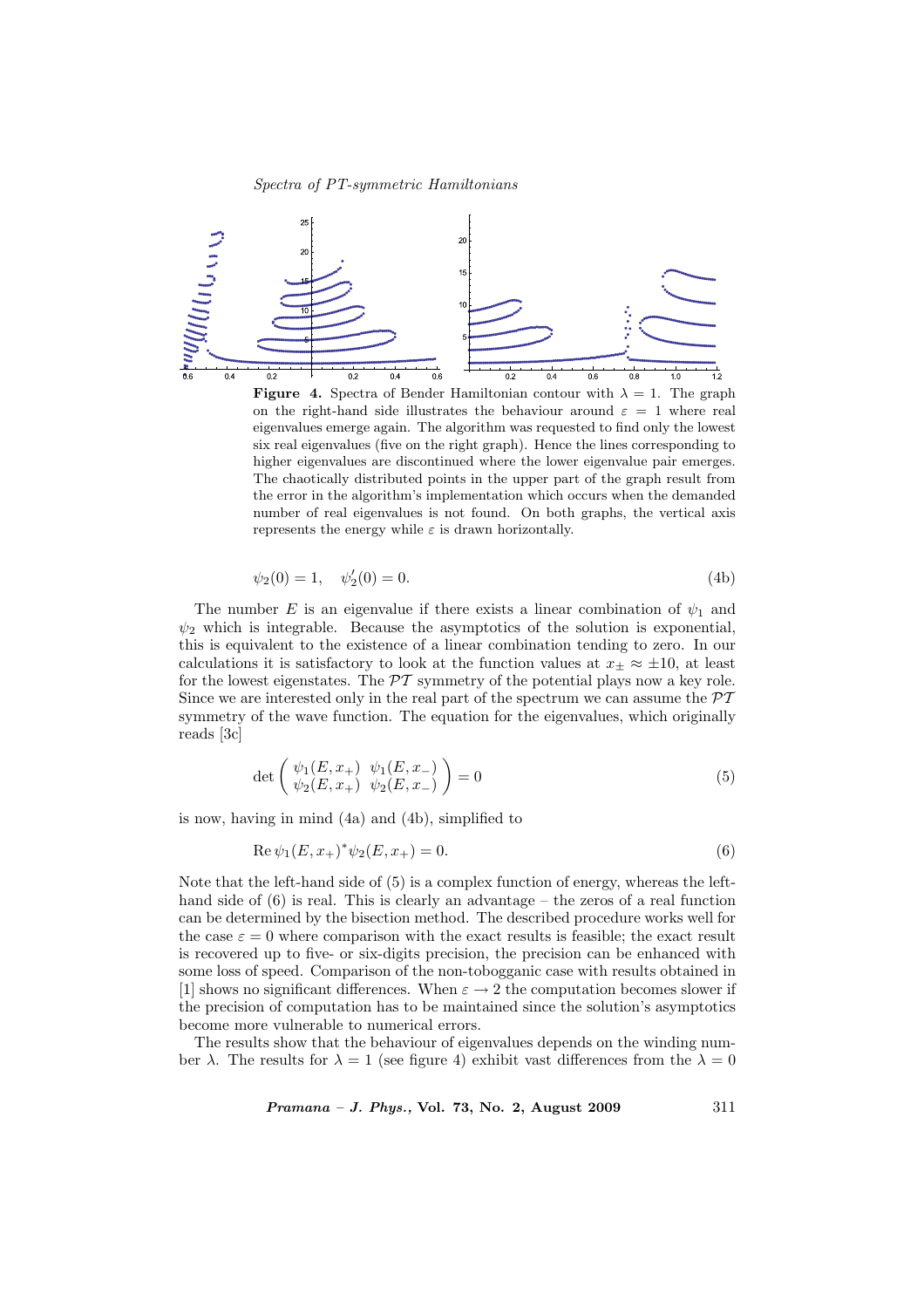**Figure 4.** Spectra of Bender Hamiltonian contour with $\lambda = 1$. The graph on the right-hand side illustrates the behaviour around $\varepsilon = 1$ where real eigenvalues emerge again. The algorithm was requested to find only the lowest six real eigenvalues (five on the right graph). Hence the lines corresponding to higher eigenvalues are discontinued where the lower eigenvalue pair emerges. The chaotically distributed points in the upper part of the graph result from the error in the algorithm's implementation which occurs when the demanded number of real eigenvalues is not found. On both graphs, the vertical axis represents the energy while $\varepsilon$ is drawn horizontally.

$$\psi_2(0) = 1, \quad \psi_2'(0) = 0. \tag{4b}$$

The number $E$ is an eigenvalue if there exists a linear combination of $\psi_1$ and $\psi_2$ which is integrable. Because the asymptotics of the solution is exponential, this is equivalent to the existence of a linear combination tending to zero. In our calculations it is satisfactory to look at the function values at $x_\pm \approx \pm 10$, at least for the lowest eigenstates. The $\mathcal{PT}$ symmetry of the potential plays now a key role. Since we are interested only in the real part of the spectrum we can assume the $\mathcal{PT}$ symmetry of the wave function. The equation for the eigenvalues, which originally reads [3c]

$$\det \begin{pmatrix} \psi_1(E, x_+) & \psi_1(E, x_-) \\ \psi_2(E, x_+) & \psi_2(E, x_-) \end{pmatrix} = 0 \tag{5}$$

is now, having in mind (4a) and (4b), simplified to

$$\operatorname{Re} \psi_1(E, x_+)^* \psi_2(E, x_+) = 0. \tag{6}$$

Note that the left-hand side of (5) is a complex function of energy, whereas the left-hand side of (6) is real. This is clearly an advantage – the zeros of a real function can be determined by the bisection method. The described procedure works well for the case $\varepsilon = 0$ where comparison with the exact results is feasible; the exact result is recovered up to five- or six-digits precision, the precision can be enhanced with some loss of speed. Comparison of the non-tobogganic case with results obtained in [1] shows no significant differences. When $\varepsilon \to 2$ the computation becomes slower if the precision of computation has to be maintained since the solution's asymptotics become more vulnerable to numerical errors.

The results show that the behaviour of eigenvalues depends on the winding number $\lambda$. The results for $\lambda = 1$ (see figure 4) exhibit vast differences from the $\lambda = 0$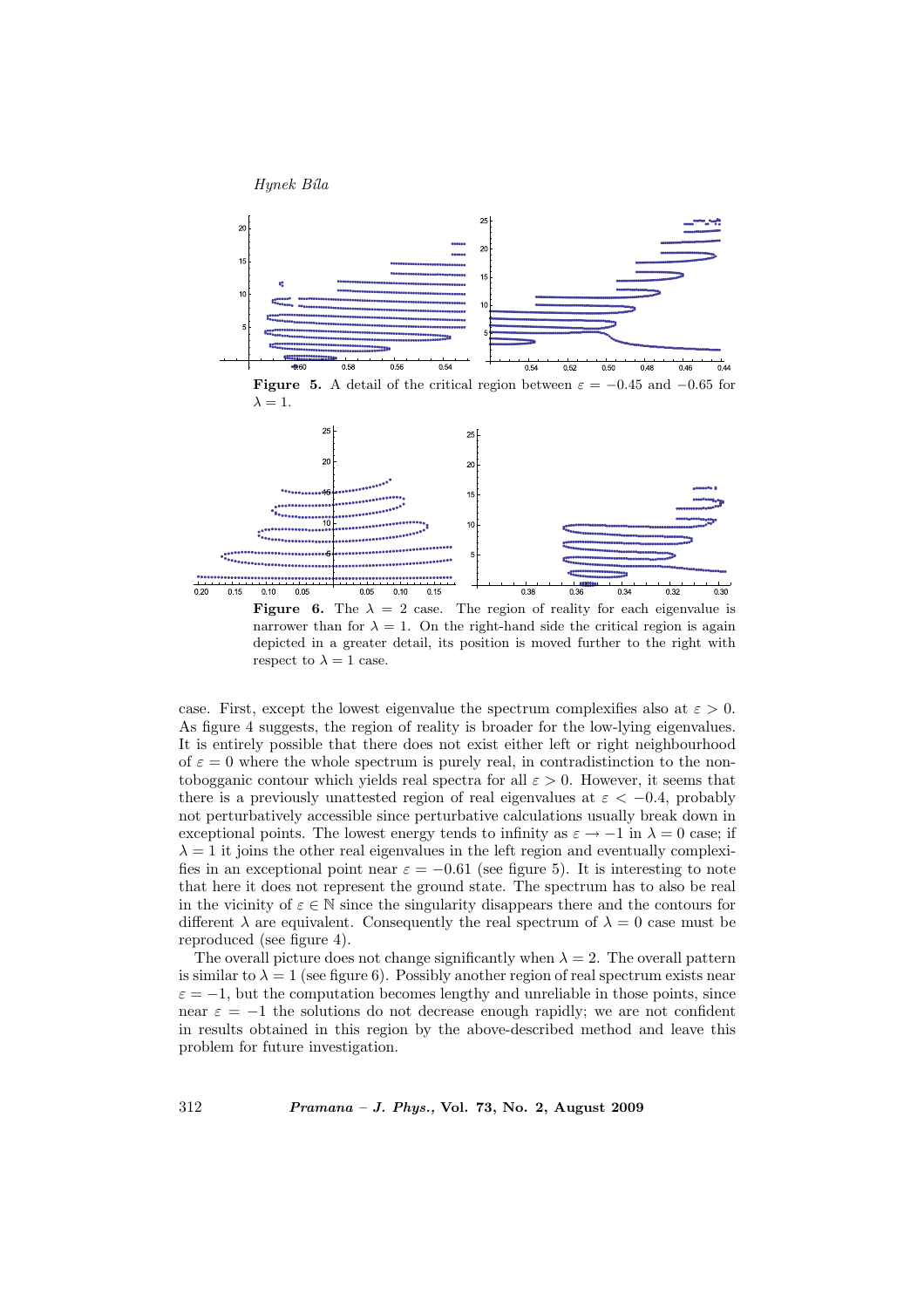**Figure 5.** A detail of the critical region between $\varepsilon = -0.45$ and $-0.65$ for $\lambda = 1$.

**Figure 6.** The $\lambda = 2$ case. The region of reality for each eigenvalue is narrower than for $\lambda = 1$. On the right-hand side the critical region is again depicted in a greater detail, its position is moved further to the right with respect to $\lambda = 1$ case.

case. First, except the lowest eigenvalue the spectrum complexifies also at $\varepsilon > 0$. As figure 4 suggests, the region of reality is broader for the low-lying eigenvalues. It is entirely possible that there does not exist either left or right neighbourhood of $\varepsilon = 0$ where the whole spectrum is purely real, in contradistinction to the non-tobogganic contour which yields real spectra for all $\varepsilon > 0$. However, it seems that there is a previously unattested region of real eigenvalues at $\varepsilon < -0.4$, probably not perturbatively accessible since perturbative calculations usually break down in exceptional points. The lowest energy tends to infinity as $\varepsilon \to -1$ in $\lambda = 0$ case; if $\lambda = 1$ it joins the other real eigenvalues in the left region and eventually complexifies in an exceptional point near $\varepsilon = -0.61$ (see figure 5). It is interesting to note that here it does not represent the ground state. The spectrum has to also be real in the vicinity of $\varepsilon \in \mathbb{N}$ since the singularity disappears there and the contours for different $\lambda$ are equivalent. Consequently the real spectrum of $\lambda = 0$ case must be reproduced (see figure 4).

The overall picture does not change significantly when $\lambda = 2$. The overall pattern is similar to $\lambda = 1$ (see figure 6). Possibly another region of real spectrum exists near $\varepsilon = -1$, but the computation becomes lengthy and unreliable in those points, since near $\varepsilon = -1$ the solutions do not decrease enough rapidly; we are not confident in results obtained in this region by the above-described method and leave this problem for future investigation.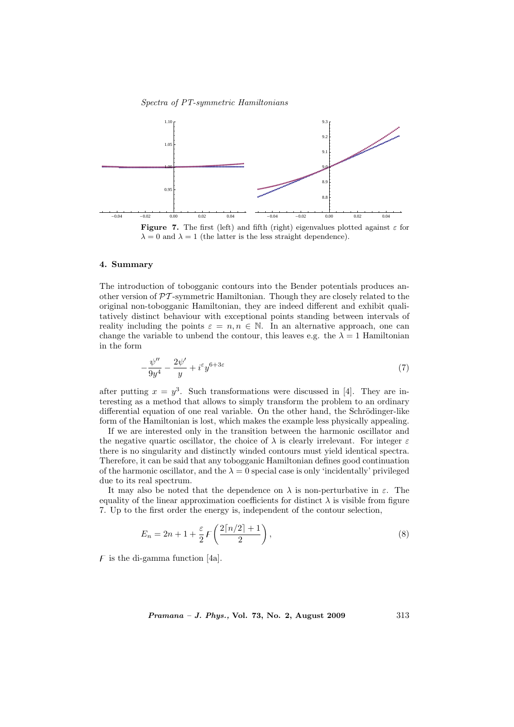**Figure 7.** The first (left) and fifth (right) eigenvalues plotted against $\varepsilon$ for $\lambda = 0$ and $\lambda = 1$ (the latter is the less straight dependence).

## 4. Summary

The introduction of tobogganic contours into the Bender potentials produces another version of $\mathcal{PT}$-symmetric Hamiltonian. Though they are closely related to the original non-tobogganic Hamiltonian, they are indeed different and exhibit qualitatively distinct behaviour with exceptional points standing between intervals of reality including the points $\varepsilon = n, n \in \mathbb{N}$. In an alternative approach, one can change the variable to unbend the contour, this leaves e.g. the $\lambda = 1$ Hamiltonian in the form

$$-\frac{\psi''}{9y^4} - \frac{2\psi'}{y} + i^{\varepsilon} y^{6+3\varepsilon} \tag{7}$$

after putting $x = y^3$. Such transformations were discussed in [4]. They are interesting as a method that allows to simply transform the problem to an ordinary differential equation of one real variable. On the other hand, the Schrödinger-like form of the Hamiltonian is lost, which makes the example less physically appealing.

If we are interested only in the transition between the harmonic oscillator and the negative quartic oscillator, the choice of $\lambda$ is clearly irrelevant. For integer $\varepsilon$ there is no singularity and distinctly winded contours must yield identical spectra. Therefore, it can be said that any tobogganic Hamiltonian defines good continuation of the harmonic oscillator, and the $\lambda = 0$ special case is only 'incidentally' privileged due to its real spectrum.

It may also be noted that the dependence on $\lambda$ is non-perturbative in $\varepsilon$. The equality of the linear approximation coefficients for distinct $\lambda$ is visible from figure 7. Up to the first order the energy is, independent of the contour selection,

$$E_n = 2n + 1 + \frac{\varepsilon}{2} F\left(\frac{2\lceil n/2 \rceil + 1}{2}\right), \tag{8}$$

$F$ is the di-gamma function [4a].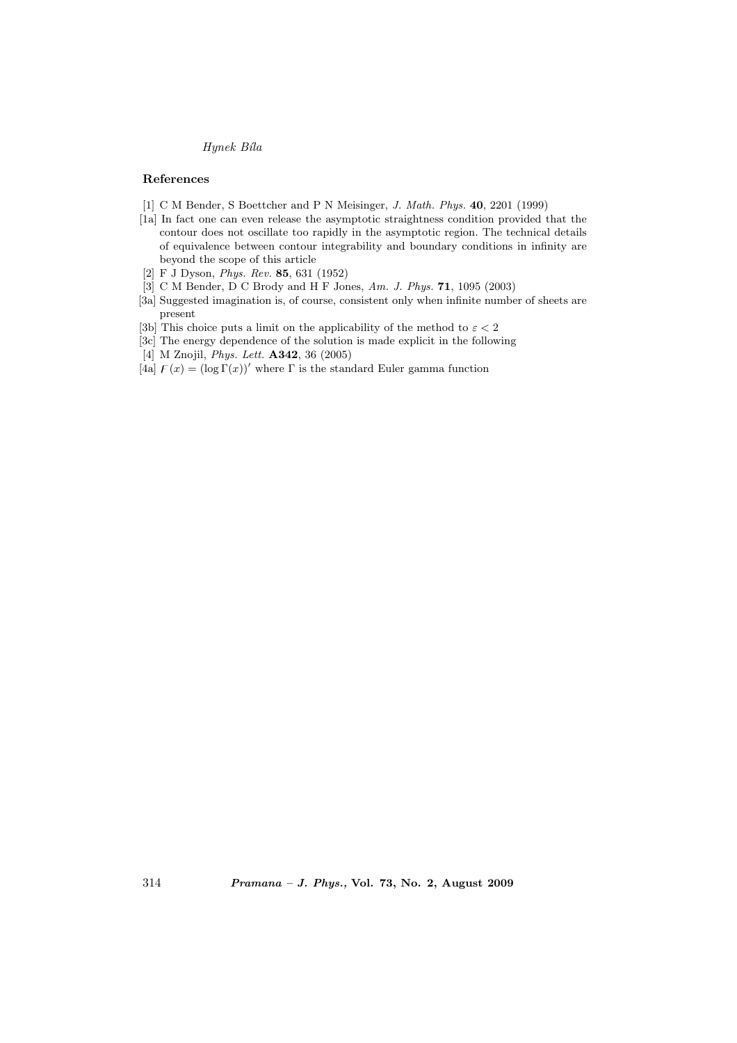## References

[1] C M Bender, S Boettcher and P N Meisinger, *J. Math. Phys.* **40**, 2201 (1999)

[1a] In fact one can even release the asymptotic straightness condition provided that the contour does not oscillate too rapidly in the asymptotic region. The technical details of equivalence between contour integrability and boundary conditions in infinity are beyond the scope of this article

[2] F J Dyson, *Phys. Rev.* **85**, 631 (1952)

[3] C M Bender, D C Brody and H F Jones, *Am. J. Phys.* **71**, 1095 (2003)

[3a] Suggested imagination is, of course, consistent only when infinite number of sheets are present

[3b] This choice puts a limit on the applicability of the method to $\varepsilon < 2$

[3c] The energy dependence of the solution is made explicit in the following

[4] M Znojil, *Phys. Lett.* **A342**, 36 (2005)

[4a] $F(x) = (\log \Gamma(x))'$ where $\Gamma$ is the standard Euler gamma function